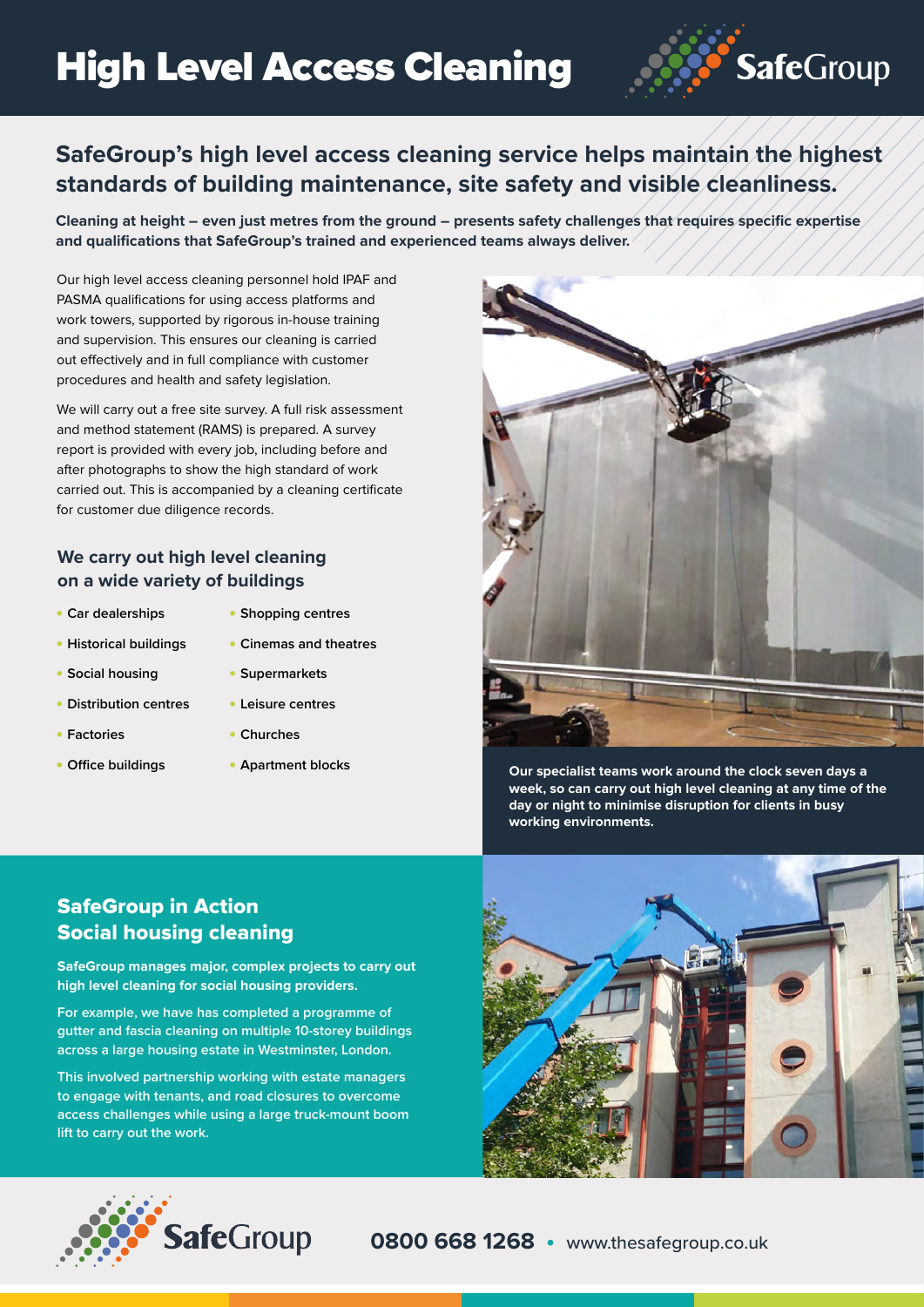# High Level Access Cleaning

SafeGroup

## SafeGroup's high level access cleaning service helps maintain the highest standards of building maintenance, site safety and visible cleanliness.

**Cleaning at height – even just metres from the ground – presents safety challenges that requires specific expertise and qualifications that SafeGroup's trained and experienced teams always deliver.**

Our high level access cleaning personnel hold IPAF and PASMA qualifications for using access platforms and work towers, supported by rigorous in-house training and supervision. This ensures our cleaning is carried out effectively and in full compliance with customer procedures and health and safety legislation.

We will carry out a free site survey. A full risk assessment and method statement (RAMS) is prepared. A survey report is provided with every job, including before and after photographs to show the high standard of work carried out. This is accompanied by a cleaning certificate for customer due diligence records.

### We carry out high level cleaning on a wide variety of buildings

- Car dealerships
- Historical buildings
- Social housing
- Distribution centres
- Factories
- Office buildings
- Shopping centres
- Cinemas and theatres
- Supermarkets
- Leisure centres
- Churches
- Apartment blocks

**Our specialist teams work around the clock seven days a week, so can carry out high level cleaning at any time of the day or night to minimise disruption for clients in busy working environments.**

## SafeGroup in Action
## Social housing cleaning

**SafeGroup manages major, complex projects to carry out high level cleaning for social housing providers.**

For example, we have has completed a programme of gutter and fascia cleaning on multiple 10-storey buildings across a large housing estate in Westminster, London.

This involved partnership working with estate managers to engage with tenants, and road closures to overcome access challenges while using a large truck-mount boom lift to carry out the work.

SafeGroup

**0800 668 1268** • www.thesafegroup.co.uk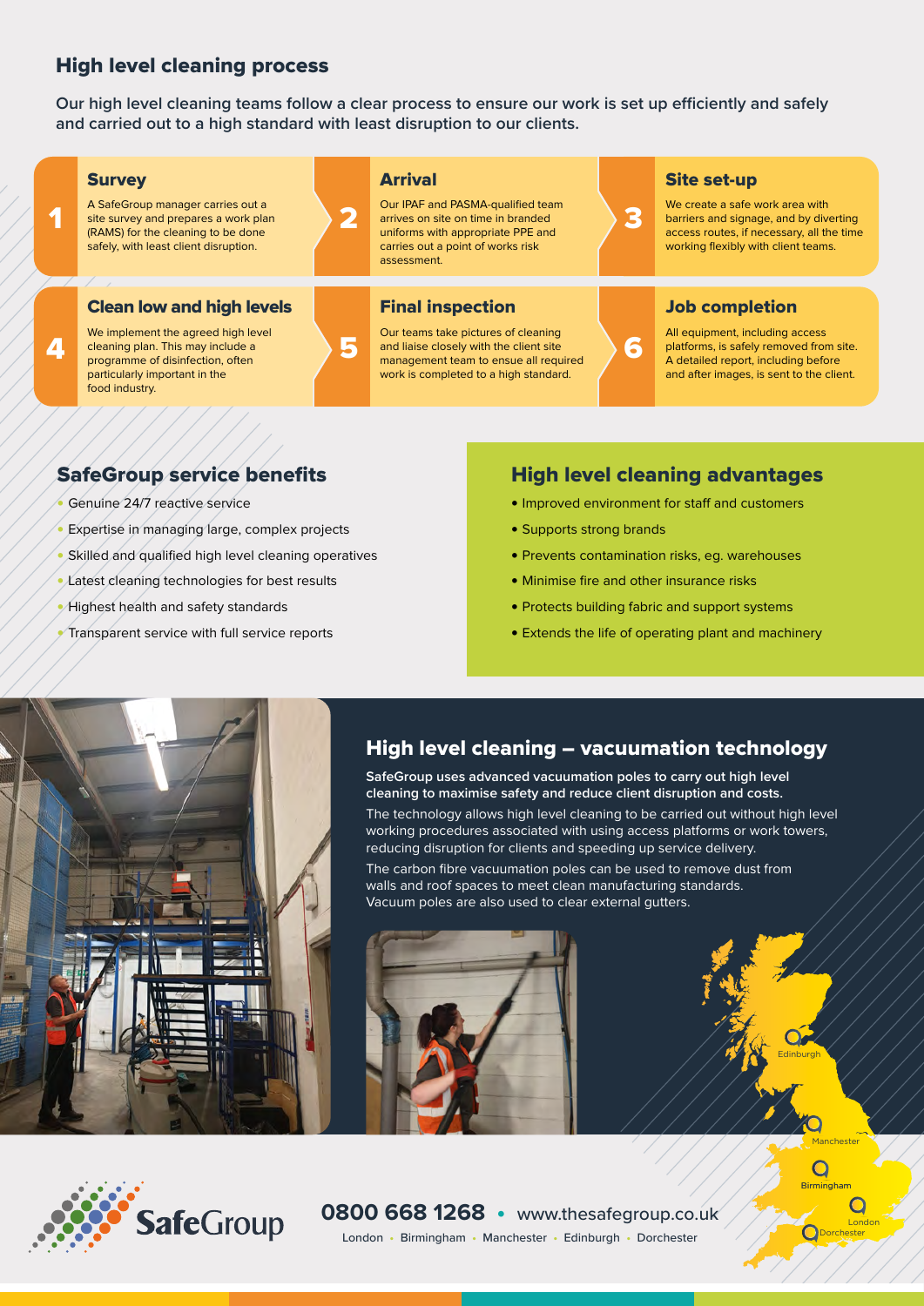## High level cleaning process

**Our high level cleaning teams follow a clear process to ensure our work is set up efficiently and safely and carried out to a high standard with least disruption to our clients.**

### 1 Survey

A SafeGroup manager carries out a site survey and prepares a work plan (RAMS) for the cleaning to be done safely, with least client disruption.

### 2 Arrival

Our IPAF and PASMA-qualified team arrives on site on time in branded uniforms with appropriate PPE and carries out a point of works risk assessment.

### 3 Site set-up

We create a safe work area with barriers and signage, and by diverting access routes, if necessary, all the time working flexibly with client teams.

### 4 Clean low and high levels

We implement the agreed high level cleaning plan. This may include a programme of disinfection, often particularly important in the food industry.

### 5 Final inspection

Our teams take pictures of cleaning and liaise closely with the client site management team to ensure all required work is completed to a high standard.

### 6 Job completion

All equipment, including access platforms, is safely removed from site. A detailed report, including before and after images, is sent to the client.

## SafeGroup service benefits

- Genuine 24/7 reactive service
- Expertise in managing large, complex projects
- Skilled and qualified high level cleaning operatives
- Latest cleaning technologies for best results
- Highest health and safety standards
- Transparent service with full service reports

## High level cleaning advantages

- Improved environment for staff and customers
- Supports strong brands
- Prevents contamination risks, eg. warehouses
- Minimise fire and other insurance risks
- Protects building fabric and support systems
- Extends the life of operating plant and machinery

## High level cleaning – vacuumation technology

**SafeGroup uses advanced vacuumation poles to carry out high level cleaning to maximise safety and reduce client disruption and costs.**

The technology allows high level cleaning to be carried out without high level working procedures associated with using access platforms or work towers, reducing disruption for clients and speeding up service delivery.

The carbon fibre vacuumation poles can be used to remove dust from walls and roof spaces to meet clean manufacturing standards. Vacuum poles are also used to clear external gutters.

Edinburgh
Manchester
Birmingham
London
Dorchester

SafeGroup

**0800 668 1268** • www.thesafegroup.co.uk

London • Birmingham • Manchester • Edinburgh • Dorchester